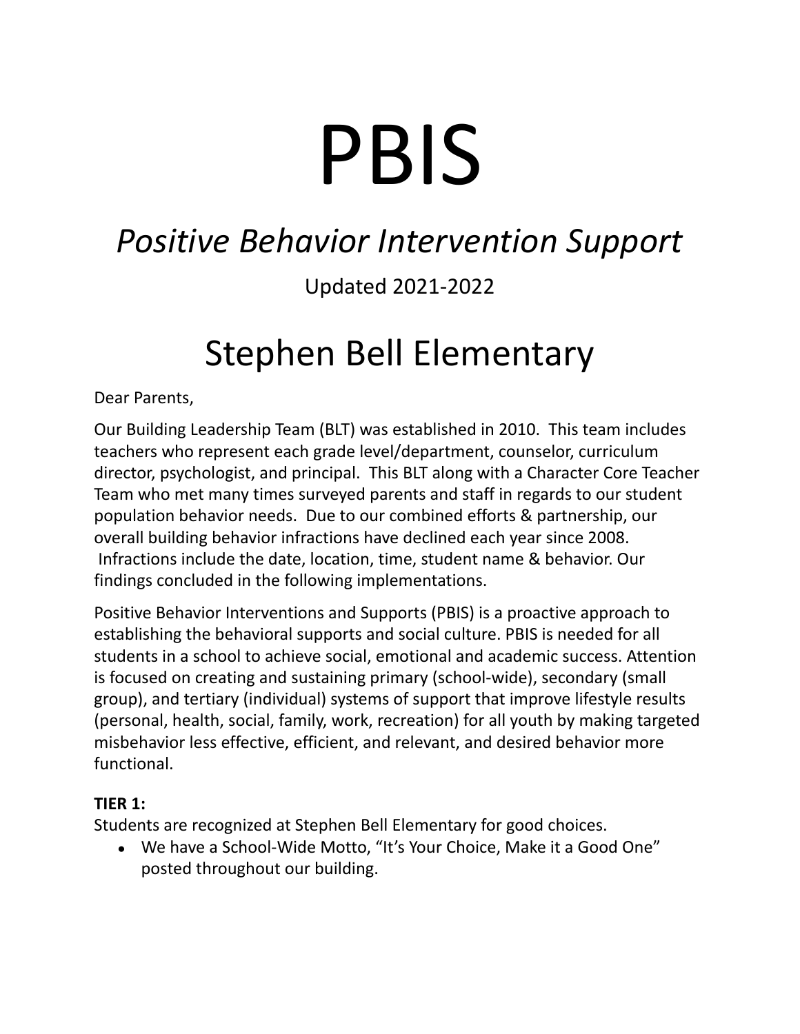# PBIS

## *Positive Behavior Intervention Support*

Updated 2021-2022

# Stephen Bell Elementary

Dear Parents,

Our Building Leadership Team (BLT) was established in 2010. This team includes teachers who represent each grade level/department, counselor, curriculum director, psychologist, and principal. This BLT along with a Character Core Teacher Team who met many times surveyed parents and staff in regards to our student population behavior needs. Due to our combined efforts & partnership, our overall building behavior infractions have declined each year since 2008. Infractions include the date, location, time, student name & behavior. Our findings concluded in the following implementations.

Positive Behavior Interventions and Supports (PBIS) is a proactive approach to establishing the behavioral supports and social culture. PBIS is needed for all students in a school to achieve social, emotional and academic success. Attention is focused on creating and sustaining primary (school-wide), secondary (small group), and tertiary (individual) systems of support that improve lifestyle results (personal, health, social, family, work, recreation) for all youth by making targeted misbehavior less effective, efficient, and relevant, and desired behavior more functional.

**TIER 1:**
Students are recognized at Stephen Bell Elementary for good choices.

- We have a School-Wide Motto, "It's Your Choice, Make it a Good One" posted throughout our building.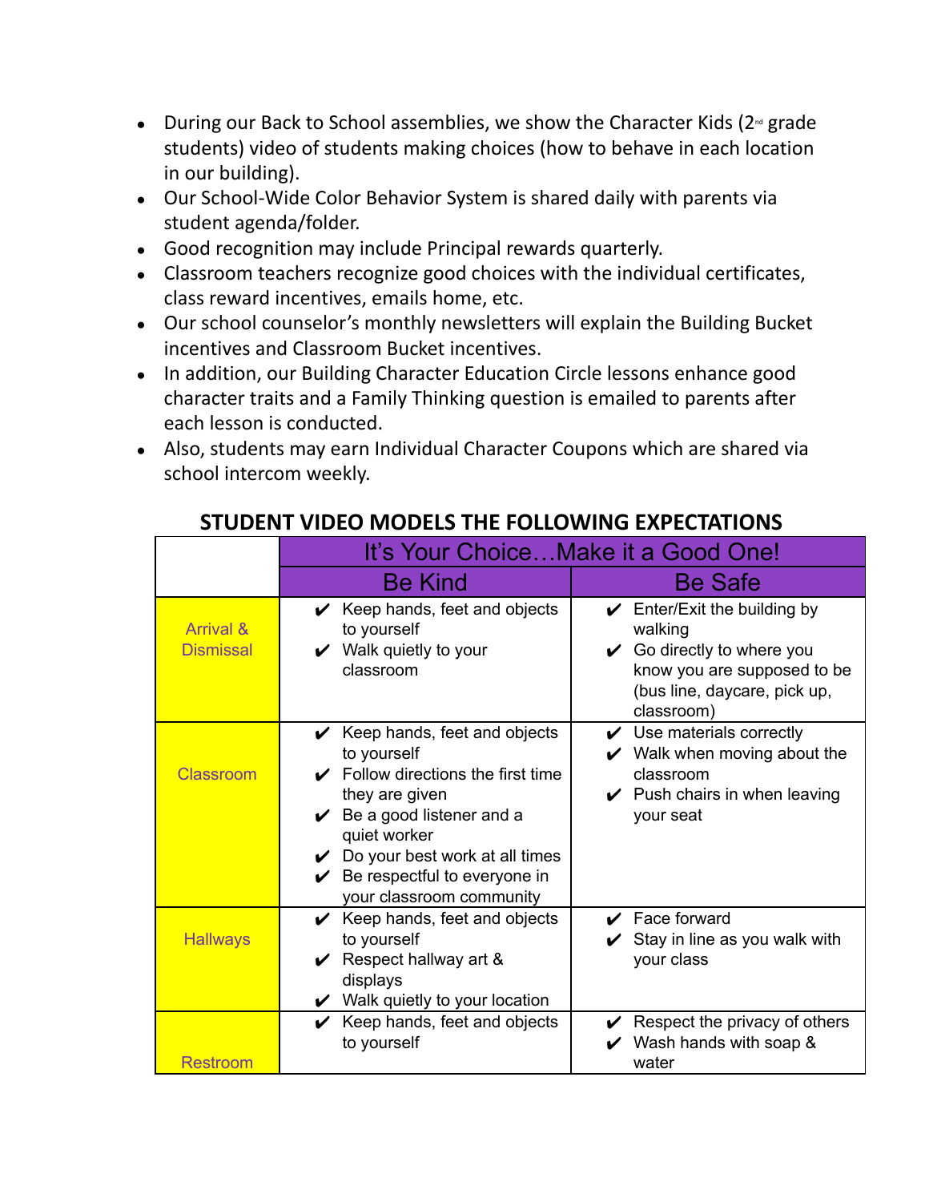- During our Back to School assemblies, we show the Character Kids (2nd grade students) video of students making choices (how to behave in each location in our building).
- Our School-Wide Color Behavior System is shared daily with parents via student agenda/folder.
- Good recognition may include Principal rewards quarterly.
- Classroom teachers recognize good choices with the individual certificates, class reward incentives, emails home, etc.
- Our school counselor's monthly newsletters will explain the Building Bucket incentives and Classroom Bucket incentives.
- In addition, our Building Character Education Circle lessons enhance good character traits and a Family Thinking question is emailed to parents after each lesson is conducted.
- Also, students may earn Individual Character Coupons which are shared via school intercom weekly.

## STUDENT VIDEO MODELS THE FOLLOWING EXPECTATIONS

| | It's Your Choice…Make it a Good One! | |
|---|---|---|
| | **Be Kind** | **Be Safe** |
| Arrival & Dismissal | ✔ Keep hands, feet and objects to yourself<br>✔ Walk quietly to your classroom | ✔ Enter/Exit the building by walking<br>✔ Go directly to where you know you are supposed to be (bus line, daycare, pick up, classroom) |
| Classroom | ✔ Keep hands, feet and objects to yourself<br>✔ Follow directions the first time they are given<br>✔ Be a good listener and a quiet worker<br>✔ Do your best work at all times<br>✔ Be respectful to everyone in your classroom community | ✔ Use materials correctly<br>✔ Walk when moving about the classroom<br>✔ Push chairs in when leaving your seat |
| Hallways | ✔ Keep hands, feet and objects to yourself<br>✔ Respect hallway art & displays<br>✔ Walk quietly to your location | ✔ Face forward<br>✔ Stay in line as you walk with your class |
| Restroom | ✔ Keep hands, feet and objects to yourself | ✔ Respect the privacy of others<br>✔ Wash hands with soap & water |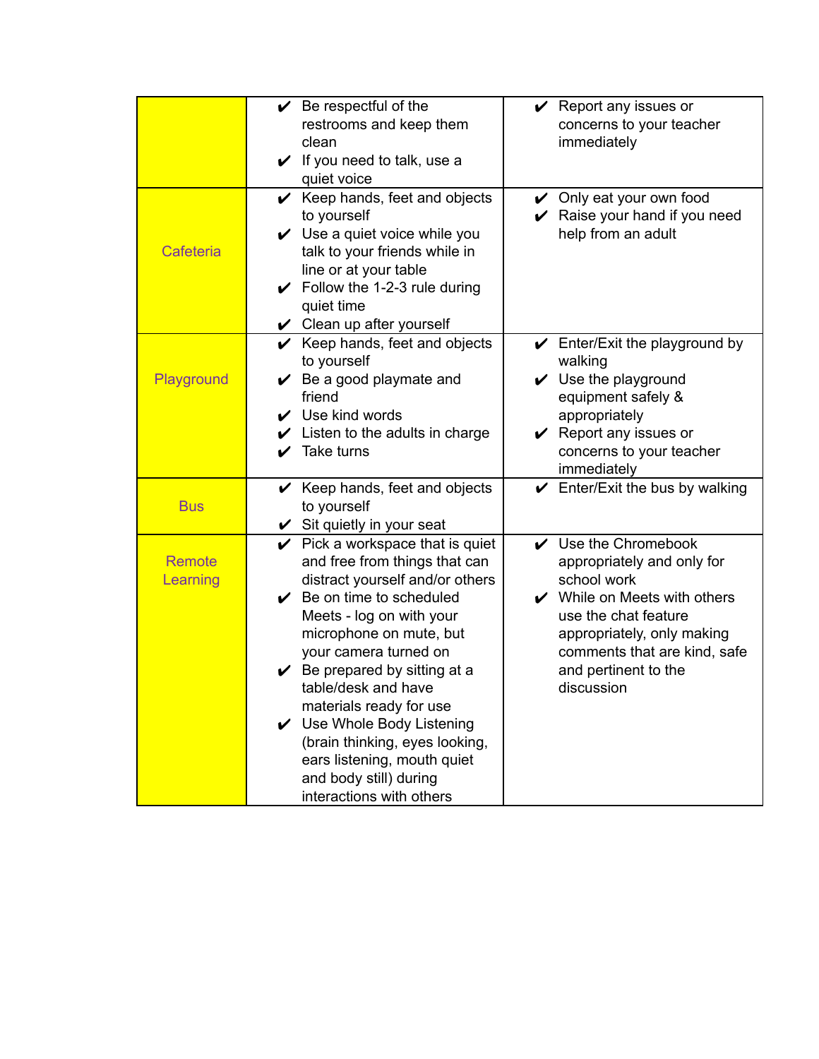| | | |
|---|---|---|
| | ✔ Be respectful of the restrooms and keep them clean<br>✔ If you need to talk, use a quiet voice | ✔ Report any issues or concerns to your teacher immediately |
| Cafeteria | ✔ Keep hands, feet and objects to yourself<br>✔ Use a quiet voice while you talk to your friends while in line or at your table<br>✔ Follow the 1-2-3 rule during quiet time<br>✔ Clean up after yourself | ✔ Only eat your own food<br>✔ Raise your hand if you need help from an adult |
| Playground | ✔ Keep hands, feet and objects to yourself<br>✔ Be a good playmate and friend<br>✔ Use kind words<br>✔ Listen to the adults in charge<br>✔ Take turns | ✔ Enter/Exit the playground by walking<br>✔ Use the playground equipment safely & appropriately<br>✔ Report any issues or concerns to your teacher immediately |
| Bus | ✔ Keep hands, feet and objects to yourself<br>✔ Sit quietly in your seat | ✔ Enter/Exit the bus by walking |
| Remote Learning | ✔ Pick a workspace that is quiet and free from things that can distract yourself and/or others<br>✔ Be on time to scheduled Meets - log on with your microphone on mute, but your camera turned on<br>✔ Be prepared by sitting at a table/desk and have materials ready for use<br>✔ Use Whole Body Listening (brain thinking, eyes looking, ears listening, mouth quiet and body still) during interactions with others | ✔ Use the Chromebook appropriately and only for school work<br>✔ While on Meets with others use the chat feature appropriately, only making comments that are kind, safe and pertinent to the discussion |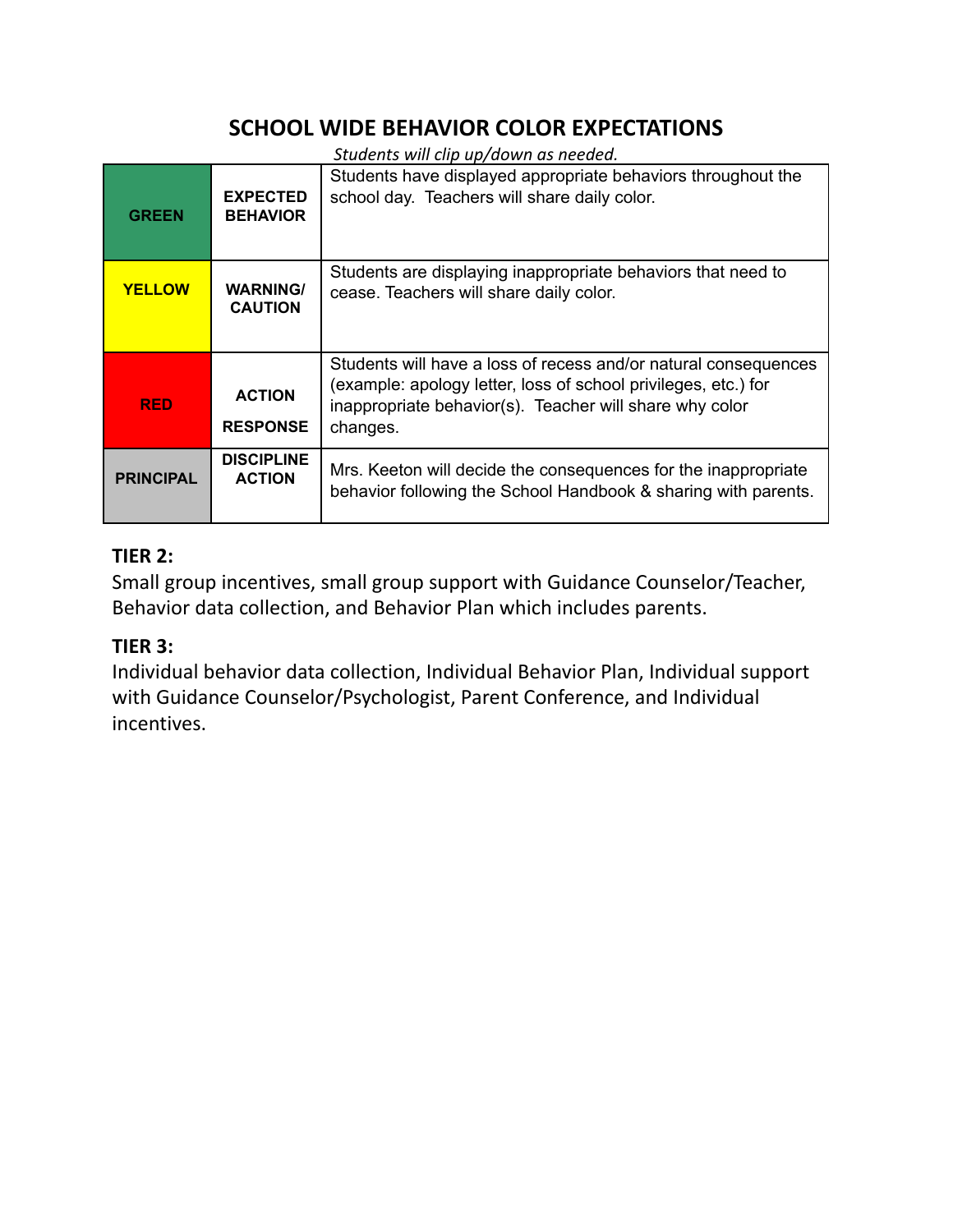# SCHOOL WIDE BEHAVIOR COLOR EXPECTATIONS

*Students will clip up/down as needed.*

| | | |
|---|---|---|
| **GREEN** | **EXPECTED BEHAVIOR** | Students have displayed appropriate behaviors throughout the school day. Teachers will share daily color. |
| **YELLOW** | **WARNING/ CAUTION** | Students are displaying inappropriate behaviors that need to cease. Teachers will share daily color. |
| **RED** | **ACTION RESPONSE** | Students will have a loss of recess and/or natural consequences (example: apology letter, loss of school privileges, etc.) for inappropriate behavior(s). Teacher will share why color changes. |
| **PRINCIPAL** | **DISCIPLINE ACTION** | Mrs. Keeton will decide the consequences for the inappropriate behavior following the School Handbook & sharing with parents. |

**TIER 2:**

Small group incentives, small group support with Guidance Counselor/Teacher, Behavior data collection, and Behavior Plan which includes parents.

**TIER 3:**

Individual behavior data collection, Individual Behavior Plan, Individual support with Guidance Counselor/Psychologist, Parent Conference, and Individual incentives.